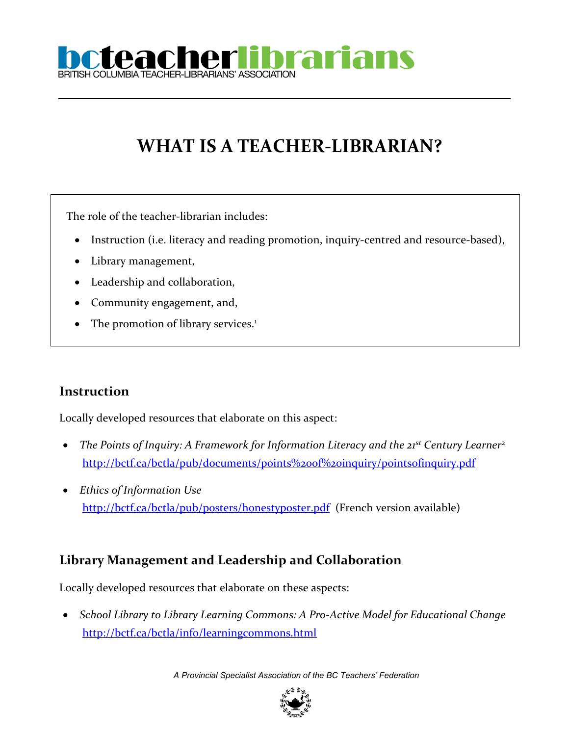# bcteacherlibrarians

BRITISH COLUMBIA TEACHER-LIBRARIANS' ASSOCIATION

---

# WHAT IS A TEACHER-LIBRARIAN?

The role of the teacher-librarian includes:

- Instruction (i.e. literacy and reading promotion, inquiry-centred and resource-based),
- Library management,
- Leadership and collaboration,
- Community engagement, and,
- The promotion of library services.[1]

## Instruction

Locally developed resources that elaborate on this aspect:

- *The Points of Inquiry: A Framework for Information Literacy and the 21st Century Learner*[2]
  http://bctf.ca/bctla/pub/documents/points%20of%20inquiry/pointsofinquiry.pdf
- *Ethics of Information Use*
  http://bctf.ca/bctla/pub/posters/honestyposter.pdf (French version available)

## Library Management and Leadership and Collaboration

Locally developed resources that elaborate on these aspects:

- *School Library to Library Learning Commons: A Pro-Active Model for Educational Change*
  http://bctf.ca/bctla/info/learningcommons.html

*A Provincial Specialist Association of the BC Teachers' Federation*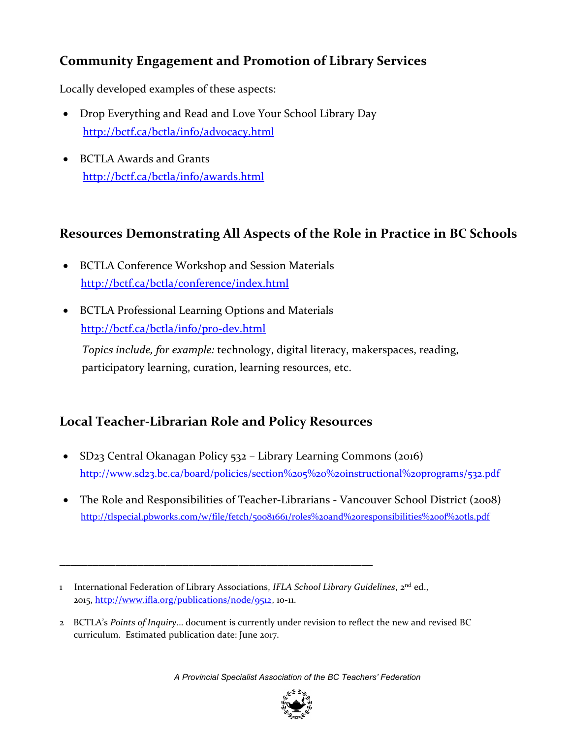## Community Engagement and Promotion of Library Services

Locally developed examples of these aspects:

- Drop Everything and Read and Love Your School Library Day
  http://bctf.ca/bctla/info/advocacy.html

- BCTLA Awards and Grants
  http://bctf.ca/bctla/info/awards.html

## Resources Demonstrating All Aspects of the Role in Practice in BC Schools

- BCTLA Conference Workshop and Session Materials
  http://bctf.ca/bctla/conference/index.html

- BCTLA Professional Learning Options and Materials
  http://bctf.ca/bctla/info/pro-dev.html

  *Topics include, for example:* technology, digital literacy, makerspaces, reading, participatory learning, curation, learning resources, etc.

## Local Teacher-Librarian Role and Policy Resources

- SD23 Central Okanagan Policy 532 – Library Learning Commons (2016)
  http://www.sd23.bc.ca/board/policies/section%205%20%20instructional%20programs/532.pdf

- The Role and Responsibilities of Teacher-Librarians - Vancouver School District (2008)
  http://tlspecial.pbworks.com/w/file/fetch/50081661/roles%20and%20responsibilities%20of%20tls.pdf

---

1 International Federation of Library Associations, *IFLA School Library Guidelines*, 2nd ed., 2015, http://www.ifla.org/publications/node/9512, 10-11.

2 BCTLA's *Points of Inquiry*… document is currently under revision to reflect the new and revised BC curriculum. Estimated publication date: June 2017.

*A Provincial Specialist Association of the BC Teachers' Federation*